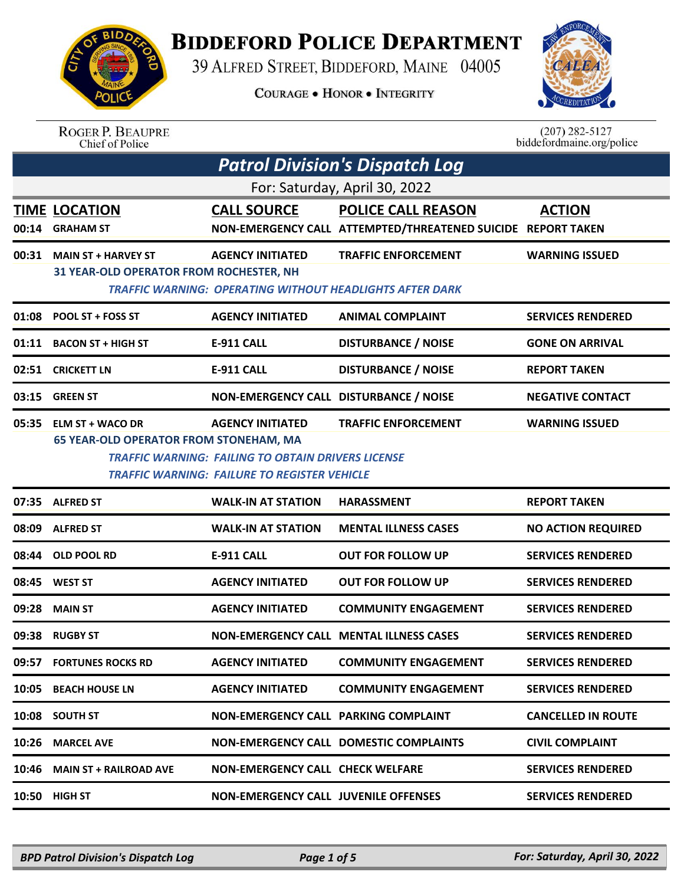# Biddeford Police Department

39 Alfred Street, Biddeford, Maine 04005

Courage • Honor • Integrity

Roger P. Beaupre
Chief of Police

(207) 282-5127
biddefordmaine.org/police

## Patrol Division's Dispatch Log

For: Saturday, April 30, 2022

| TIME | LOCATION | CALL SOURCE | POLICE CALL REASON | ACTION |
|---|---|---|---|---|
| 00:14 | GRAHAM ST | NON-EMERGENCY CALL | ATTEMPTED/THREATENED SUICIDE | REPORT TAKEN |
| 00:31 | MAIN ST + HARVEY ST | AGENCY INITIATED | TRAFFIC ENFORCEMENT | WARNING ISSUED |
| | 31 YEAR-OLD OPERATOR FROM ROCHESTER, NH | | | |
| | *TRAFFIC WARNING: OPERATING WITHOUT HEADLIGHTS AFTER DARK* | | | |
| 01:08 | POOL ST + FOSS ST | AGENCY INITIATED | ANIMAL COMPLAINT | SERVICES RENDERED |
| 01:11 | BACON ST + HIGH ST | E-911 CALL | DISTURBANCE / NOISE | GONE ON ARRIVAL |
| 02:51 | CRICKETT LN | E-911 CALL | DISTURBANCE / NOISE | REPORT TAKEN |
| 03:15 | GREEN ST | NON-EMERGENCY CALL | DISTURBANCE / NOISE | NEGATIVE CONTACT |
| 05:35 | ELM ST + WACO DR | AGENCY INITIATED | TRAFFIC ENFORCEMENT | WARNING ISSUED |
| | 65 YEAR-OLD OPERATOR FROM STONEHAM, MA | | | |
| | *TRAFFIC WARNING: FAILING TO OBTAIN DRIVERS LICENSE* | | | |
| | *TRAFFIC WARNING: FAILURE TO REGISTER VEHICLE* | | | |
| 07:35 | ALFRED ST | WALK-IN AT STATION | HARASSMENT | REPORT TAKEN |
| 08:09 | ALFRED ST | WALK-IN AT STATION | MENTAL ILLNESS CASES | NO ACTION REQUIRED |
| 08:44 | OLD POOL RD | E-911 CALL | OUT FOR FOLLOW UP | SERVICES RENDERED |
| 08:45 | WEST ST | AGENCY INITIATED | OUT FOR FOLLOW UP | SERVICES RENDERED |
| 09:28 | MAIN ST | AGENCY INITIATED | COMMUNITY ENGAGEMENT | SERVICES RENDERED |
| 09:38 | RUGBY ST | NON-EMERGENCY CALL | MENTAL ILLNESS CASES | SERVICES RENDERED |
| 09:57 | FORTUNES ROCKS RD | AGENCY INITIATED | COMMUNITY ENGAGEMENT | SERVICES RENDERED |
| 10:05 | BEACH HOUSE LN | AGENCY INITIATED | COMMUNITY ENGAGEMENT | SERVICES RENDERED |
| 10:08 | SOUTH ST | NON-EMERGENCY CALL | PARKING COMPLAINT | CANCELLED IN ROUTE |
| 10:26 | MARCEL AVE | NON-EMERGENCY CALL | DOMESTIC COMPLAINTS | CIVIL COMPLAINT |
| 10:46 | MAIN ST + RAILROAD AVE | NON-EMERGENCY CALL | CHECK WELFARE | SERVICES RENDERED |
| 10:50 | HIGH ST | NON-EMERGENCY CALL | JUVENILE OFFENSES | SERVICES RENDERED |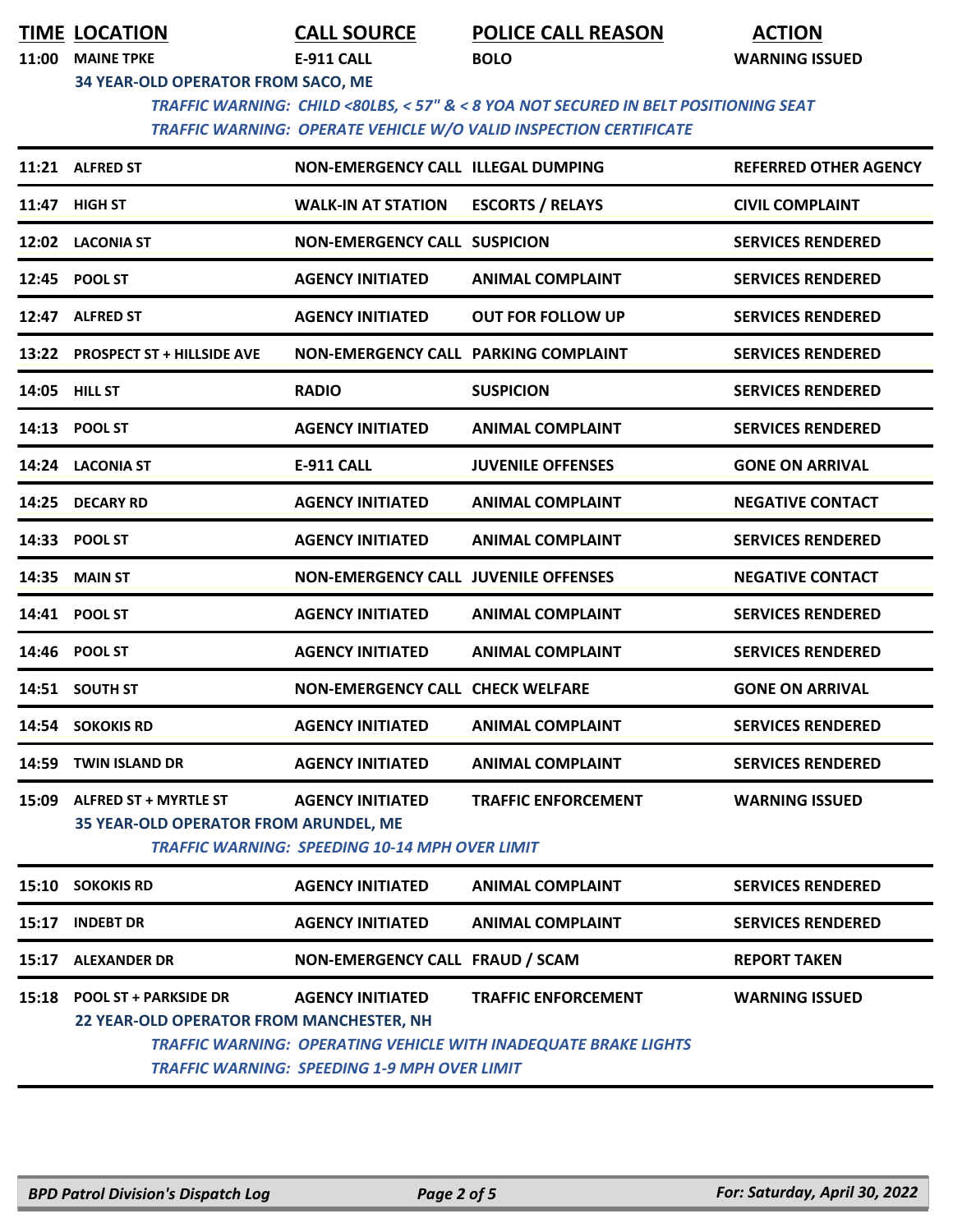| TIME | LOCATION | CALL SOURCE | POLICE CALL REASON | ACTION |
|---|---|---|---|---|
| 11:00 | MAINE TPKE | E-911 CALL | BOLO | WARNING ISSUED |
| | 34 YEAR-OLD OPERATOR FROM SACO, ME | | | |
| | *TRAFFIC WARNING: CHILD <80LBS, < 57" & < 8 YOA NOT SECURED IN BELT POSITIONING SEAT* | | | |
| | *TRAFFIC WARNING: OPERATE VEHICLE W/O VALID INSPECTION CERTIFICATE* | | | |
| 11:21 | ALFRED ST | NON-EMERGENCY CALL | ILLEGAL DUMPING | REFERRED OTHER AGENCY |
| 11:47 | HIGH ST | WALK-IN AT STATION | ESCORTS / RELAYS | CIVIL COMPLAINT |
| 12:02 | LACONIA ST | NON-EMERGENCY CALL | SUSPICION | SERVICES RENDERED |
| 12:45 | POOL ST | AGENCY INITIATED | ANIMAL COMPLAINT | SERVICES RENDERED |
| 12:47 | ALFRED ST | AGENCY INITIATED | OUT FOR FOLLOW UP | SERVICES RENDERED |
| 13:22 | PROSPECT ST + HILLSIDE AVE | NON-EMERGENCY CALL | PARKING COMPLAINT | SERVICES RENDERED |
| 14:05 | HILL ST | RADIO | SUSPICION | SERVICES RENDERED |
| 14:13 | POOL ST | AGENCY INITIATED | ANIMAL COMPLAINT | SERVICES RENDERED |
| 14:24 | LACONIA ST | E-911 CALL | JUVENILE OFFENSES | GONE ON ARRIVAL |
| 14:25 | DECARY RD | AGENCY INITIATED | ANIMAL COMPLAINT | NEGATIVE CONTACT |
| 14:33 | POOL ST | AGENCY INITIATED | ANIMAL COMPLAINT | SERVICES RENDERED |
| 14:35 | MAIN ST | NON-EMERGENCY CALL | JUVENILE OFFENSES | NEGATIVE CONTACT |
| 14:41 | POOL ST | AGENCY INITIATED | ANIMAL COMPLAINT | SERVICES RENDERED |
| 14:46 | POOL ST | AGENCY INITIATED | ANIMAL COMPLAINT | SERVICES RENDERED |
| 14:51 | SOUTH ST | NON-EMERGENCY CALL | CHECK WELFARE | GONE ON ARRIVAL |
| 14:54 | SOKOKIS RD | AGENCY INITIATED | ANIMAL COMPLAINT | SERVICES RENDERED |
| 14:59 | TWIN ISLAND DR | AGENCY INITIATED | ANIMAL COMPLAINT | SERVICES RENDERED |
| 15:09 | ALFRED ST + MYRTLE ST | AGENCY INITIATED | TRAFFIC ENFORCEMENT | WARNING ISSUED |
| | 35 YEAR-OLD OPERATOR FROM ARUNDEL, ME | | | |
| | *TRAFFIC WARNING: SPEEDING 10-14 MPH OVER LIMIT* | | | |
| 15:10 | SOKOKIS RD | AGENCY INITIATED | ANIMAL COMPLAINT | SERVICES RENDERED |
| 15:17 | INDEBT DR | AGENCY INITIATED | ANIMAL COMPLAINT | SERVICES RENDERED |
| 15:17 | ALEXANDER DR | NON-EMERGENCY CALL | FRAUD / SCAM | REPORT TAKEN |
| 15:18 | POOL ST + PARKSIDE DR | AGENCY INITIATED | TRAFFIC ENFORCEMENT | WARNING ISSUED |
| | 22 YEAR-OLD OPERATOR FROM MANCHESTER, NH | | | |
| | *TRAFFIC WARNING: OPERATING VEHICLE WITH INADEQUATE BRAKE LIGHTS* | | | |
| | *TRAFFIC WARNING: SPEEDING 1-9 MPH OVER LIMIT* | | | |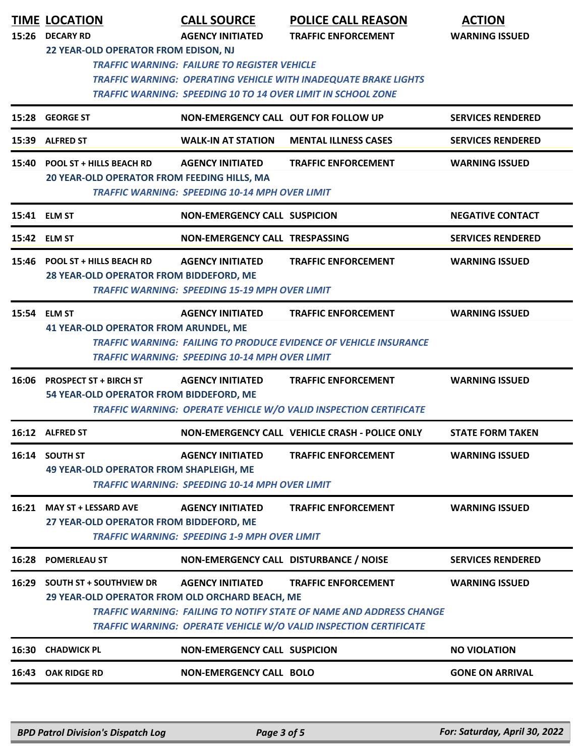| TIME | LOCATION | CALL SOURCE | POLICE CALL REASON | ACTION |
|---|---|---|---|---|
| 15:26 | DECARY RD | AGENCY INITIATED | TRAFFIC ENFORCEMENT | WARNING ISSUED |
| | 22 YEAR-OLD OPERATOR FROM EDISON, NJ | | | |
| | *TRAFFIC WARNING: FAILURE TO REGISTER VEHICLE* | | | |
| | *TRAFFIC WARNING: OPERATING VEHICLE WITH INADEQUATE BRAKE LIGHTS* | | | |
| | *TRAFFIC WARNING: SPEEDING 10 TO 14 OVER LIMIT IN SCHOOL ZONE* | | | |
| 15:28 | GEORGE ST | NON-EMERGENCY CALL | OUT FOR FOLLOW UP | SERVICES RENDERED |
| 15:39 | ALFRED ST | WALK-IN AT STATION | MENTAL ILLNESS CASES | SERVICES RENDERED |
| 15:40 | POOL ST + HILLS BEACH RD | AGENCY INITIATED | TRAFFIC ENFORCEMENT | WARNING ISSUED |
| | 20 YEAR-OLD OPERATOR FROM FEEDING HILLS, MA | | | |
| | *TRAFFIC WARNING: SPEEDING 10-14 MPH OVER LIMIT* | | | |
| 15:41 | ELM ST | NON-EMERGENCY CALL | SUSPICION | NEGATIVE CONTACT |
| 15:42 | ELM ST | NON-EMERGENCY CALL | TRESPASSING | SERVICES RENDERED |
| 15:46 | POOL ST + HILLS BEACH RD | AGENCY INITIATED | TRAFFIC ENFORCEMENT | WARNING ISSUED |
| | 28 YEAR-OLD OPERATOR FROM BIDDEFORD, ME | | | |
| | *TRAFFIC WARNING: SPEEDING 15-19 MPH OVER LIMIT* | | | |
| 15:54 | ELM ST | AGENCY INITIATED | TRAFFIC ENFORCEMENT | WARNING ISSUED |
| | 41 YEAR-OLD OPERATOR FROM ARUNDEL, ME | | | |
| | *TRAFFIC WARNING: FAILING TO PRODUCE EVIDENCE OF VEHICLE INSURANCE* | | | |
| | *TRAFFIC WARNING: SPEEDING 10-14 MPH OVER LIMIT* | | | |
| 16:06 | PROSPECT ST + BIRCH ST | AGENCY INITIATED | TRAFFIC ENFORCEMENT | WARNING ISSUED |
| | 54 YEAR-OLD OPERATOR FROM BIDDEFORD, ME | | | |
| | *TRAFFIC WARNING: OPERATE VEHICLE W/O VALID INSPECTION CERTIFICATE* | | | |
| 16:12 | ALFRED ST | NON-EMERGENCY CALL | VEHICLE CRASH - POLICE ONLY | STATE FORM TAKEN |
| 16:14 | SOUTH ST | AGENCY INITIATED | TRAFFIC ENFORCEMENT | WARNING ISSUED |
| | 49 YEAR-OLD OPERATOR FROM SHAPLEIGH, ME | | | |
| | *TRAFFIC WARNING: SPEEDING 10-14 MPH OVER LIMIT* | | | |
| 16:21 | MAY ST + LESSARD AVE | AGENCY INITIATED | TRAFFIC ENFORCEMENT | WARNING ISSUED |
| | 27 YEAR-OLD OPERATOR FROM BIDDEFORD, ME | | | |
| | *TRAFFIC WARNING: SPEEDING 1-9 MPH OVER LIMIT* | | | |
| 16:28 | POMERLEAU ST | NON-EMERGENCY CALL | DISTURBANCE / NOISE | SERVICES RENDERED |
| 16:29 | SOUTH ST + SOUTHVIEW DR | AGENCY INITIATED | TRAFFIC ENFORCEMENT | WARNING ISSUED |
| | 29 YEAR-OLD OPERATOR FROM OLD ORCHARD BEACH, ME | | | |
| | *TRAFFIC WARNING: FAILING TO NOTIFY STATE OF NAME AND ADDRESS CHANGE* | | | |
| | *TRAFFIC WARNING: OPERATE VEHICLE W/O VALID INSPECTION CERTIFICATE* | | | |
| 16:30 | CHADWICK PL | NON-EMERGENCY CALL | SUSPICION | NO VIOLATION |
| 16:43 | OAK RIDGE RD | NON-EMERGENCY CALL | BOLO | GONE ON ARRIVAL |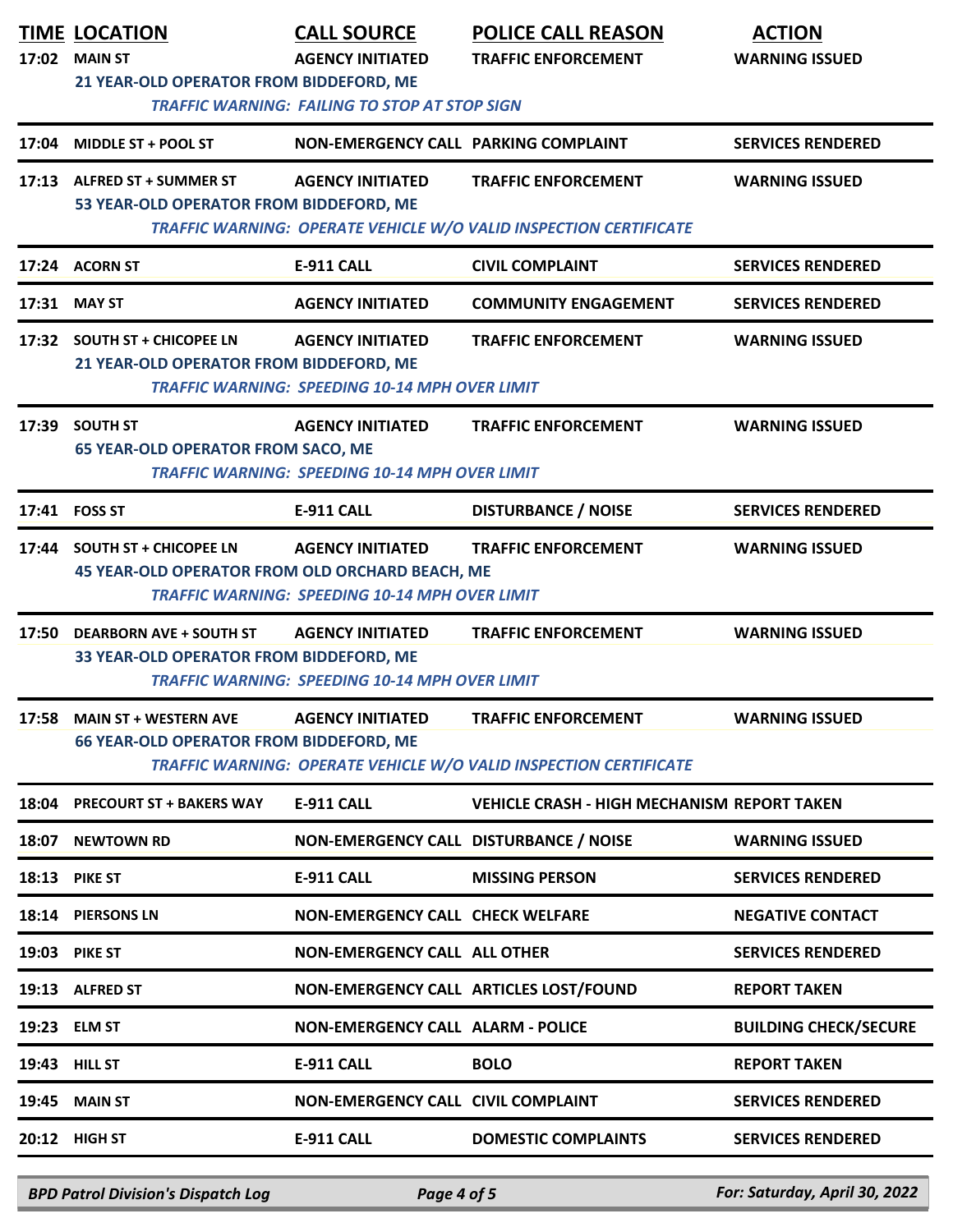| TIME | LOCATION | CALL SOURCE | POLICE CALL REASON | ACTION |
|---|---|---|---|---|
| 17:02 | MAIN ST<br>21 YEAR-OLD OPERATOR FROM BIDDEFORD, ME<br>*TRAFFIC WARNING: FAILING TO STOP AT STOP SIGN* | AGENCY INITIATED | TRAFFIC ENFORCEMENT | WARNING ISSUED |
| 17:04 | MIDDLE ST + POOL ST | NON-EMERGENCY CALL | PARKING COMPLAINT | SERVICES RENDERED |
| 17:13 | ALFRED ST + SUMMER ST<br>53 YEAR-OLD OPERATOR FROM BIDDEFORD, ME<br>*TRAFFIC WARNING: OPERATE VEHICLE W/O VALID INSPECTION CERTIFICATE* | AGENCY INITIATED | TRAFFIC ENFORCEMENT | WARNING ISSUED |
| 17:24 | ACORN ST | E-911 CALL | CIVIL COMPLAINT | SERVICES RENDERED |
| 17:31 | MAY ST | AGENCY INITIATED | COMMUNITY ENGAGEMENT | SERVICES RENDERED |
| 17:32 | SOUTH ST + CHICOPEE LN<br>21 YEAR-OLD OPERATOR FROM BIDDEFORD, ME<br>*TRAFFIC WARNING: SPEEDING 10-14 MPH OVER LIMIT* | AGENCY INITIATED | TRAFFIC ENFORCEMENT | WARNING ISSUED |
| 17:39 | SOUTH ST<br>65 YEAR-OLD OPERATOR FROM SACO, ME<br>*TRAFFIC WARNING: SPEEDING 10-14 MPH OVER LIMIT* | AGENCY INITIATED | TRAFFIC ENFORCEMENT | WARNING ISSUED |
| 17:41 | FOSS ST | E-911 CALL | DISTURBANCE / NOISE | SERVICES RENDERED |
| 17:44 | SOUTH ST + CHICOPEE LN<br>45 YEAR-OLD OPERATOR FROM OLD ORCHARD BEACH, ME<br>*TRAFFIC WARNING: SPEEDING 10-14 MPH OVER LIMIT* | AGENCY INITIATED | TRAFFIC ENFORCEMENT | WARNING ISSUED |
| 17:50 | DEARBORN AVE + SOUTH ST<br>33 YEAR-OLD OPERATOR FROM BIDDEFORD, ME<br>*TRAFFIC WARNING: SPEEDING 10-14 MPH OVER LIMIT* | AGENCY INITIATED | TRAFFIC ENFORCEMENT | WARNING ISSUED |
| 17:58 | MAIN ST + WESTERN AVE<br>66 YEAR-OLD OPERATOR FROM BIDDEFORD, ME<br>*TRAFFIC WARNING: OPERATE VEHICLE W/O VALID INSPECTION CERTIFICATE* | AGENCY INITIATED | TRAFFIC ENFORCEMENT | WARNING ISSUED |
| 18:04 | PRECOURT ST + BAKERS WAY | E-911 CALL | VEHICLE CRASH - HIGH MECHANISM | REPORT TAKEN |
| 18:07 | NEWTOWN RD | NON-EMERGENCY CALL | DISTURBANCE / NOISE | WARNING ISSUED |
| 18:13 | PIKE ST | E-911 CALL | MISSING PERSON | SERVICES RENDERED |
| 18:14 | PIERSONS LN | NON-EMERGENCY CALL | CHECK WELFARE | NEGATIVE CONTACT |
| 19:03 | PIKE ST | NON-EMERGENCY CALL | ALL OTHER | SERVICES RENDERED |
| 19:13 | ALFRED ST | NON-EMERGENCY CALL | ARTICLES LOST/FOUND | REPORT TAKEN |
| 19:23 | ELM ST | NON-EMERGENCY CALL | ALARM - POLICE | BUILDING CHECK/SECURE |
| 19:43 | HILL ST | E-911 CALL | BOLO | REPORT TAKEN |
| 19:45 | MAIN ST | NON-EMERGENCY CALL | CIVIL COMPLAINT | SERVICES RENDERED |
| 20:12 | HIGH ST | E-911 CALL | DOMESTIC COMPLAINTS | SERVICES RENDERED |

*BPD Patrol Division's Dispatch Log* — *For: Saturday, April 30, 2022*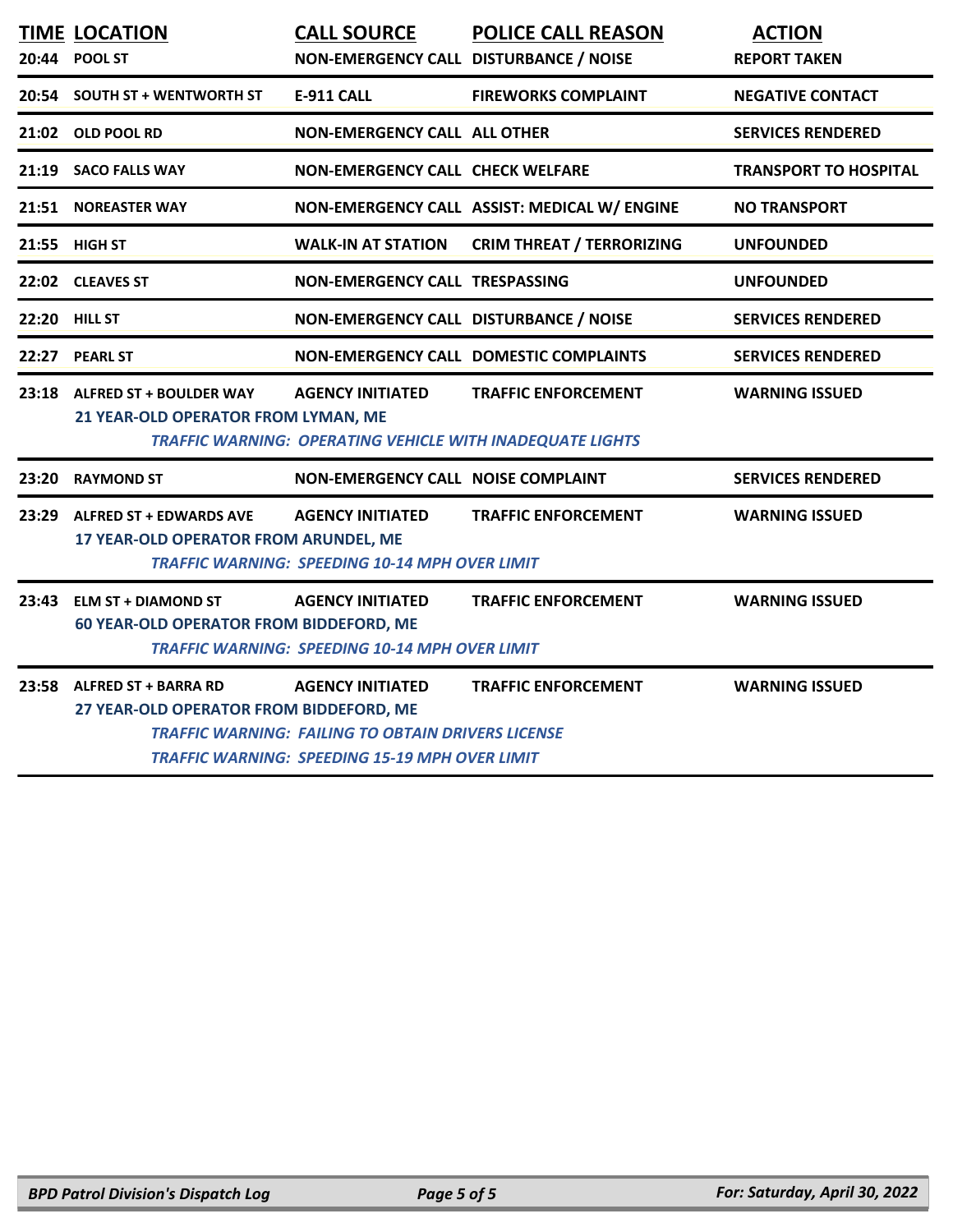| TIME | LOCATION | CALL SOURCE | POLICE CALL REASON | ACTION |
|---|---|---|---|---|
| 20:44 | POOL ST | NON-EMERGENCY CALL | DISTURBANCE / NOISE | REPORT TAKEN |
| 20:54 | SOUTH ST + WENTWORTH ST | E-911 CALL | FIREWORKS COMPLAINT | NEGATIVE CONTACT |
| 21:02 | OLD POOL RD | NON-EMERGENCY CALL | ALL OTHER | SERVICES RENDERED |
| 21:19 | SACO FALLS WAY | NON-EMERGENCY CALL | CHECK WELFARE | TRANSPORT TO HOSPITAL |
| 21:51 | NOREASTER WAY | NON-EMERGENCY CALL | ASSIST: MEDICAL W/ ENGINE | NO TRANSPORT |
| 21:55 | HIGH ST | WALK-IN AT STATION | CRIM THREAT / TERRORIZING | UNFOUNDED |
| 22:02 | CLEAVES ST | NON-EMERGENCY CALL | TRESPASSING | UNFOUNDED |
| 22:20 | HILL ST | NON-EMERGENCY CALL | DISTURBANCE / NOISE | SERVICES RENDERED |
| 22:27 | PEARL ST | NON-EMERGENCY CALL | DOMESTIC COMPLAINTS | SERVICES RENDERED |
| 23:18 | ALFRED ST + BOULDER WAY<br>21 YEAR-OLD OPERATOR FROM LYMAN, ME<br>*TRAFFIC WARNING: OPERATING VEHICLE WITH INADEQUATE LIGHTS* | AGENCY INITIATED | TRAFFIC ENFORCEMENT | WARNING ISSUED |
| 23:20 | RAYMOND ST | NON-EMERGENCY CALL | NOISE COMPLAINT | SERVICES RENDERED |
| 23:29 | ALFRED ST + EDWARDS AVE<br>17 YEAR-OLD OPERATOR FROM ARUNDEL, ME<br>*TRAFFIC WARNING: SPEEDING 10-14 MPH OVER LIMIT* | AGENCY INITIATED | TRAFFIC ENFORCEMENT | WARNING ISSUED |
| 23:43 | ELM ST + DIAMOND ST<br>60 YEAR-OLD OPERATOR FROM BIDDEFORD, ME<br>*TRAFFIC WARNING: SPEEDING 10-14 MPH OVER LIMIT* | AGENCY INITIATED | TRAFFIC ENFORCEMENT | WARNING ISSUED |
| 23:58 | ALFRED ST + BARRA RD<br>27 YEAR-OLD OPERATOR FROM BIDDEFORD, ME<br>*TRAFFIC WARNING: FAILING TO OBTAIN DRIVERS LICENSE*<br>*TRAFFIC WARNING: SPEEDING 15-19 MPH OVER LIMIT* | AGENCY INITIATED | TRAFFIC ENFORCEMENT | WARNING ISSUED |